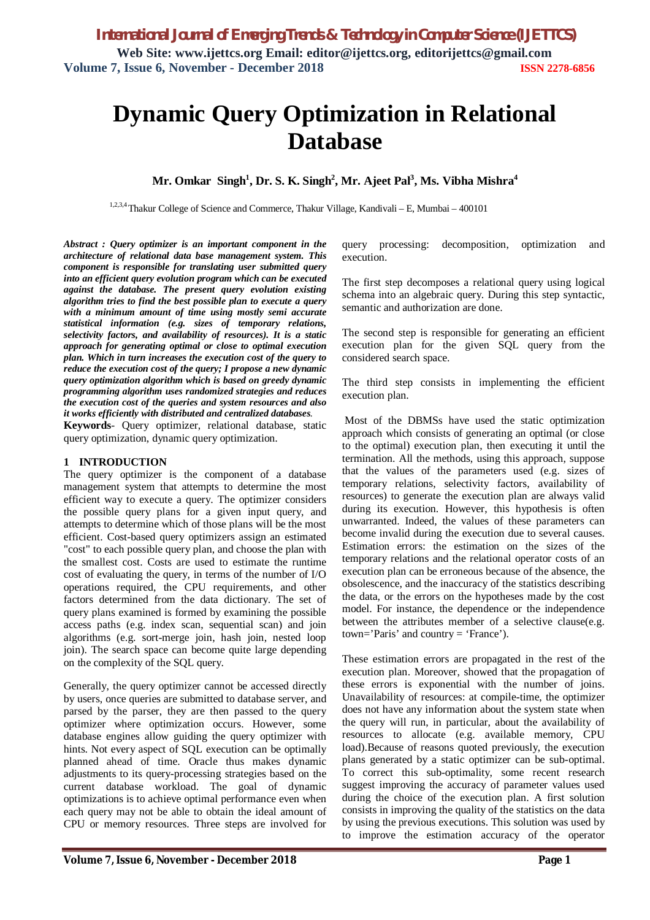# Dynamic Query Optimization in Relational Database

**Mr. Omkar Singh[1], Dr. S. K. Singh[2], Mr. Ajeet Pal[3], Ms. Vibha Mishra[4]**

[1,2,3,4] Thakur College of Science and Commerce, Thakur Village, Kandivali – E, Mumbai – 400101

***Abstract : Query optimizer is an important component in the architecture of relational data base management system. This component is responsible for translating user submitted query into an efficient query evolution program which can be executed against the database. The present query evolution existing algorithm tries to find the best possible plan to execute a query with a minimum amount of time using mostly semi accurate statistical information (e.g. sizes of temporary relations, selectivity factors, and availability of resources). It is a static approach for generating optimal or close to optimal execution plan. Which in turn increases the execution cost of the query to reduce the execution cost of the query; I propose a new dynamic query optimization algorithm which is based on greedy dynamic programming algorithm uses randomized strategies and reduces the execution cost of the queries and system resources and also it works efficiently with distributed and centralized databases.***

**Keywords**- Query optimizer, relational database, static query optimization, dynamic query optimization.

## 1 INTRODUCTION

The query optimizer is the component of a database management system that attempts to determine the most efficient way to execute a query. The optimizer considers the possible query plans for a given input query, and attempts to determine which of those plans will be the most efficient. Cost-based query optimizers assign an estimated "cost" to each possible query plan, and choose the plan with the smallest cost. Costs are used to estimate the runtime cost of evaluating the query, in terms of the number of I/O operations required, the CPU requirements, and other factors determined from the data dictionary. The set of query plans examined is formed by examining the possible access paths (e.g. index scan, sequential scan) and join algorithms (e.g. sort-merge join, hash join, nested loop join). The search space can become quite large depending on the complexity of the SQL query.

Generally, the query optimizer cannot be accessed directly by users, once queries are submitted to database server, and parsed by the parser, they are then passed to the query optimizer where optimization occurs. However, some database engines allow guiding the query optimizer with hints. Not every aspect of SQL execution can be optimally planned ahead of time. Oracle thus makes dynamic adjustments to its query-processing strategies based on the current database workload. The goal of dynamic optimizations is to achieve optimal performance even when each query may not be able to obtain the ideal amount of CPU or memory resources. Three steps are involved for query processing: decomposition, optimization and execution.

The first step decomposes a relational query using logical schema into an algebraic query. During this step syntactic, semantic and authorization are done.

The second step is responsible for generating an efficient execution plan for the given SQL query from the considered search space.

The third step consists in implementing the efficient execution plan.

Most of the DBMSs have used the static optimization approach which consists of generating an optimal (or close to the optimal) execution plan, then executing it until the termination. All the methods, using this approach, suppose that the values of the parameters used (e.g. sizes of temporary relations, selectivity factors, availability of resources) to generate the execution plan are always valid during its execution. However, this hypothesis is often unwarranted. Indeed, the values of these parameters can become invalid during the execution due to several causes. Estimation errors: the estimation on the sizes of the temporary relations and the relational operator costs of an execution plan can be erroneous because of the absence, the obsolescence, and the inaccuracy of the statistics describing the data, or the errors on the hypotheses made by the cost model. For instance, the dependence or the independence between the attributes member of a selective clause(e.g. town='Paris' and country = 'France').

These estimation errors are propagated in the rest of the execution plan. Moreover, showed that the propagation of these errors is exponential with the number of joins. Unavailability of resources: at compile-time, the optimizer does not have any information about the system state when the query will run, in particular, about the availability of resources to allocate (e.g. available memory, CPU load).Because of reasons quoted previously, the execution plans generated by a static optimizer can be sub-optimal. To correct this sub-optimality, some recent research suggest improving the accuracy of parameter values used during the choice of the execution plan. A first solution consists in improving the quality of the statistics on the data by using the previous executions. This solution was used by to improve the estimation accuracy of the operator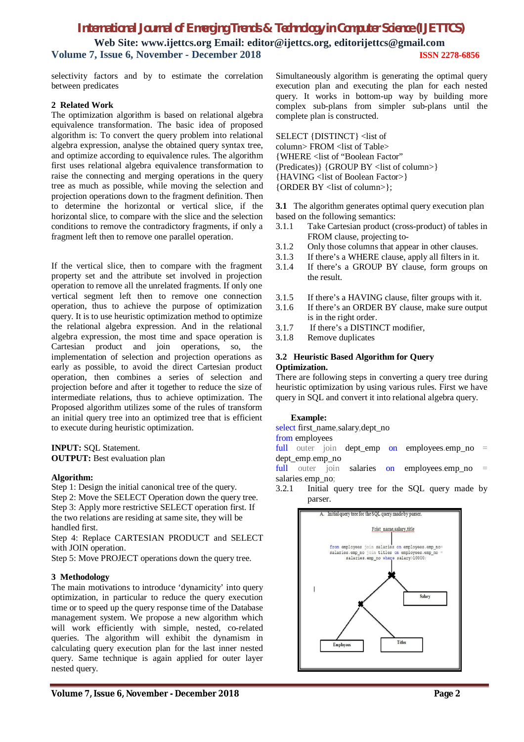selectivity factors and by to estimate the correlation between predicates

## 2 Related Work

The optimization algorithm is based on relational algebra equivalence transformation. The basic idea of proposed algorithm is: To convert the query problem into relational algebra expression, analyse the obtained query syntax tree, and optimize according to equivalence rules. The algorithm first uses relational algebra equivalence transformation to raise the connecting and merging operations in the query tree as much as possible, while moving the selection and projection operations down to the fragment definition. Then to determine the horizontal or vertical slice, if the horizontal slice, to compare with the slice and the selection conditions to remove the contradictory fragments, if only a fragment left then to remove one parallel operation.

If the vertical slice, then to compare with the fragment property set and the attribute set involved in projection operation to remove all the unrelated fragments. If only one vertical segment left then to remove one connection operation, thus to achieve the purpose of optimization query. It is to use heuristic optimization method to optimize the relational algebra expression. And in the relational algebra expression, the most time and space operation is Cartesian product and join operations, so, the implementation of selection and projection operations as early as possible, to avoid the direct Cartesian product operation, then combines a series of selection and projection before and after it together to reduce the size of intermediate relations, thus to achieve optimization. The Proposed algorithm utilizes some of the rules of transform an initial query tree into an optimized tree that is efficient to execute during heuristic optimization.

**INPUT:** SQL Statement.
**OUTPUT:** Best evaluation plan

**Algorithm:**
Step 1: Design the initial canonical tree of the query.
Step 2: Move the SELECT Operation down the query tree.
Step 3: Apply more restrictive SELECT operation first. If the two relations are residing at same site, they will be handled first.
Step 4: Replace CARTESIAN PRODUCT and SELECT with JOIN operation.
Step 5: Move PROJECT operations down the query tree.

## 3 Methodology

The main motivations to introduce 'dynamicity' into query optimization, in particular to reduce the query execution time or to speed up the query response time of the Database management system. We propose a new algorithm which will work efficiently with simple, nested, co-related queries. The algorithm will exhibit the dynamism in calculating query execution plan for the last inner nested query. Same technique is again applied for outer layer nested query.

Simultaneously algorithm is generating the optimal query execution plan and executing the plan for each nested query. It works in bottom-up way by building more complex sub-plans from simpler sub-plans until the complete plan is constructed.

SELECT {DISTINCT} <list of column> FROM <list of Table>
{WHERE <list of "Boolean Factor" (Predicates)} {GROUP BY <list of column>}
{HAVING <list of Boolean Factor>}
{ORDER BY <list of column>};

**3.1** The algorithm generates optimal query execution plan based on the following semantics:

3.1.1 Take Cartesian product (cross-product) of tables in FROM clause, projecting to-
3.1.2 Only those columns that appear in other clauses.
3.1.3 If there's a WHERE clause, apply all filters in it.
3.1.4 If there's a GROUP BY clause, form groups on the result.
3.1.5 If there's a HAVING clause, filter groups with it.
3.1.6 If there's an ORDER BY clause, make sure output is in the right order.
3.1.7 If there's a DISTINCT modifier,
3.1.8 Remove duplicates

### 3.2 Heuristic Based Algorithm for Query Optimization.

There are following steps in converting a query tree during heuristic optimization by using various rules. First we have query in SQL and convert it into relational algebra query.

**Example:**

```
select first_name,salary,dept_no
from employees
full outer join dept_emp on employees.emp_no = dept_emp.emp_no
full outer join salaries on employees.emp_no = salaries.emp_no;
```

3.2.1 Initial query tree for the SQL query made by parser.

A. Initial query tree for the SQL query made by parser.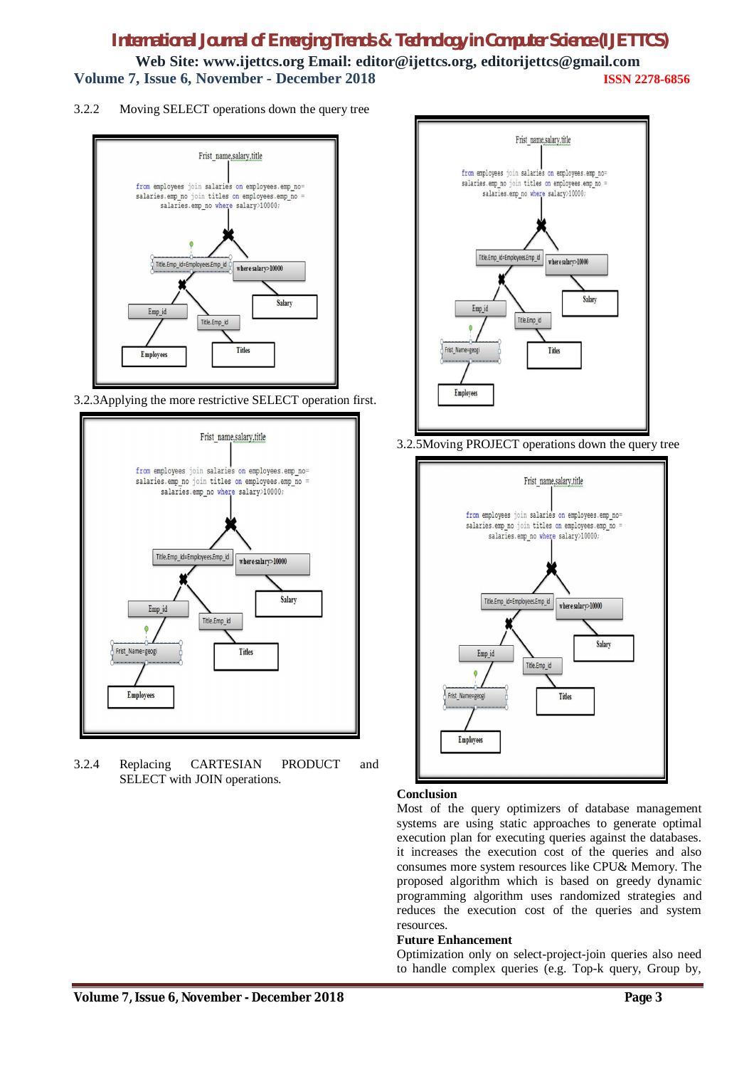3.2.2 Moving SELECT operations down the query tree

3.2.3Applying the more restrictive SELECT operation first.

3.2.4 Replacing CARTESIAN PRODUCT and SELECT with JOIN operations.

3.2.5Moving PROJECT operations down the query tree

**Conclusion**

Most of the query optimizers of database management systems are using static approaches to generate optimal execution plan for executing queries against the databases. it increases the execution cost of the queries and also consumes more system resources like CPU& Memory. The proposed algorithm which is based on greedy dynamic programming algorithm uses randomized strategies and reduces the execution cost of the queries and system resources.

**Future Enhancement**

Optimization only on select-project-join queries also need to handle complex queries (e.g. Top-k query, Group by,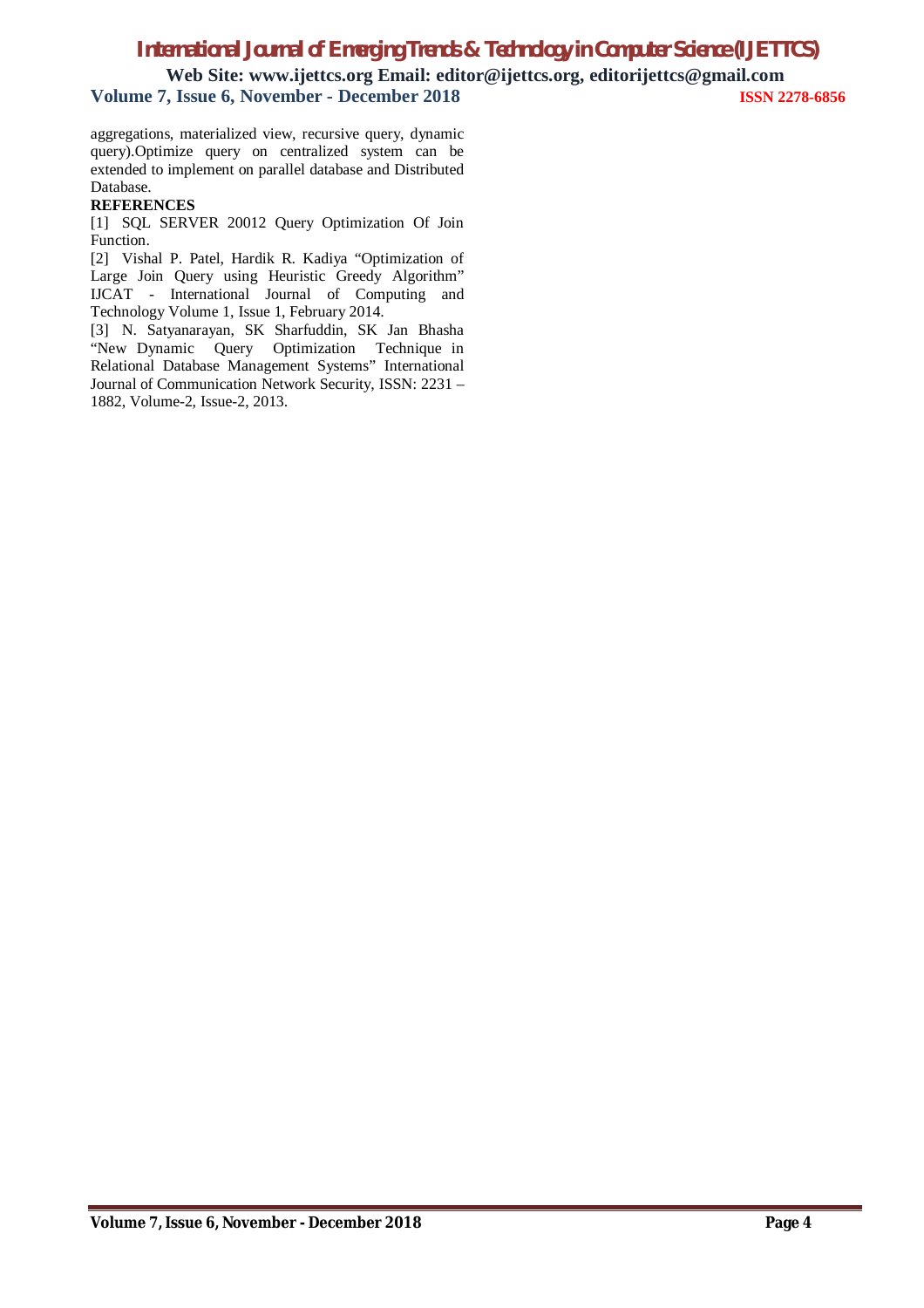aggregations, materialized view, recursive query, dynamic query).Optimize query on centralized system can be extended to implement on parallel database and Distributed Database.

**REFERENCES**

[1] SQL SERVER 20012 Query Optimization Of Join Function.

[2] Vishal P. Patel, Hardik R. Kadiya "Optimization of Large Join Query using Heuristic Greedy Algorithm" IJCAT - International Journal of Computing and Technology Volume 1, Issue 1, February 2014.

[3] N. Satyanarayan, SK Sharfuddin, SK Jan Bhasha "New Dynamic Query Optimization Technique in Relational Database Management Systems" International Journal of Communication Network Security, ISSN: 2231 – 1882, Volume-2, Issue-2, 2013.